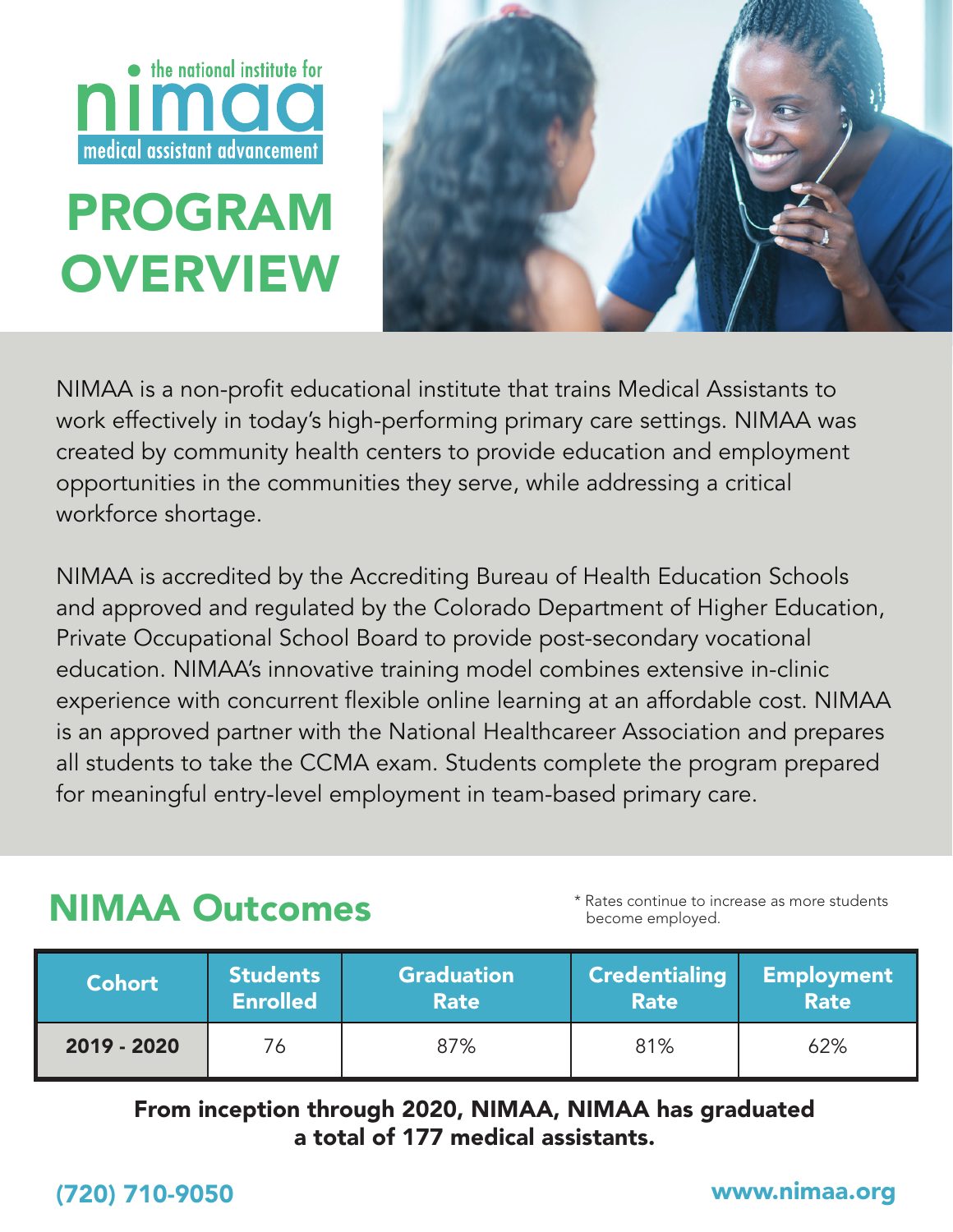the national institute for **nimaa** medical assistant advancement

# PROGRAM OVERVIEW

NIMAA is a non-profit educational institute that trains Medical Assistants to work effectively in today's high-performing primary care settings. NIMAA was created by community health centers to provide education and employment opportunities in the communities they serve, while addressing a critical workforce shortage.

NIMAA is accredited by the Accrediting Bureau of Health Education Schools and approved and regulated by the Colorado Department of Higher Education, Private Occupational School Board to provide post-secondary vocational education. NIMAA's innovative training model combines extensive in-clinic experience with concurrent flexible online learning at an affordable cost. NIMAA is an approved partner with the National Healthcareer Association and prepares all students to take the CCMA exam. Students complete the program prepared for meaningful entry-level employment in team-based primary care.

## NIMAA Outcomes

\* Rates continue to increase as more students become employed.

| Cohort | Students Enrolled | Graduation Rate | Credentialing Rate | Employment Rate |
|---|---|---|---|---|
| 2019 - 2020 | 76 | 87% | 81% | 62% |

**From inception through 2020, NIMAA, NIMAA has graduated a total of 177 medical assistants.**

(720) 710-9050

www.nimaa.org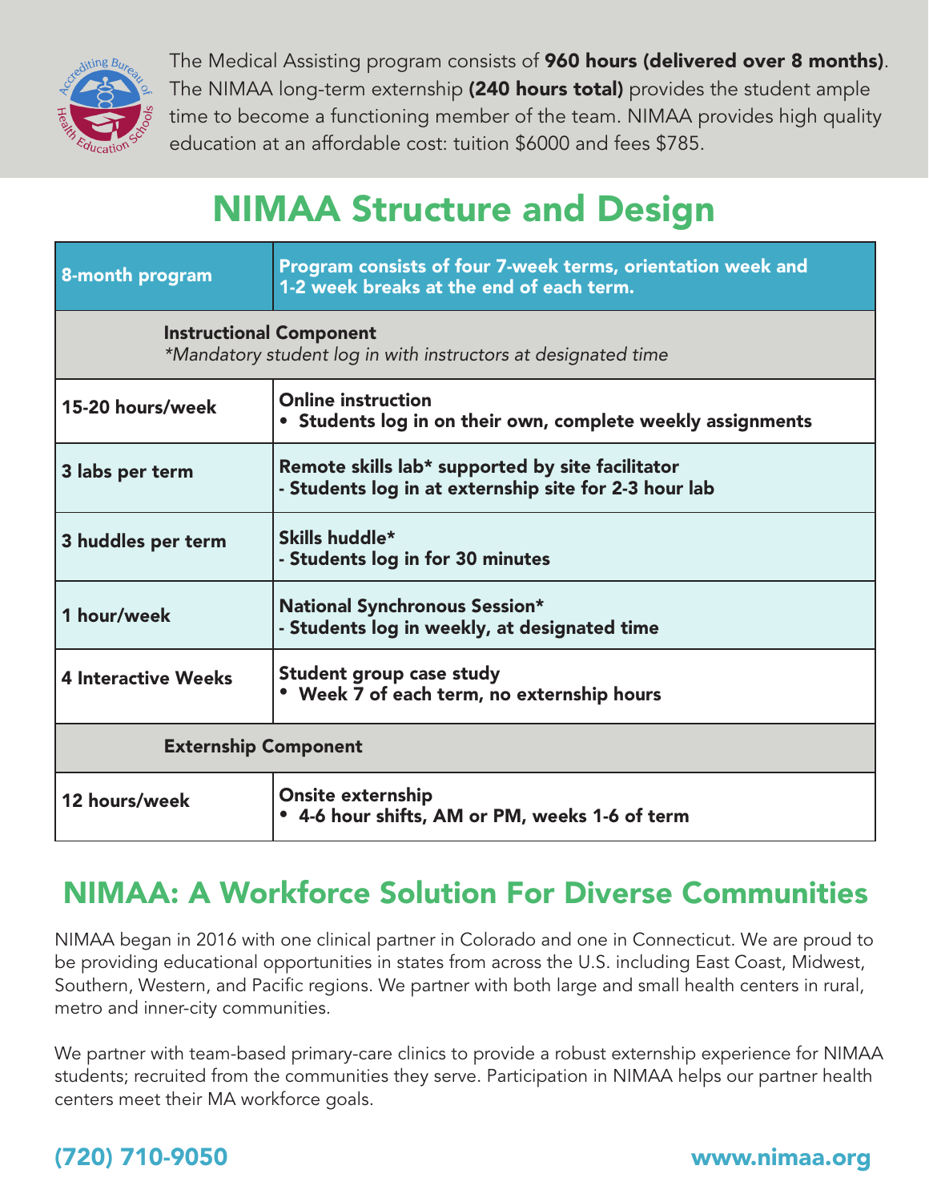The Medical Assisting program consists of **960 hours (delivered over 8 months)**. The NIMAA long-term externship **(240 hours total)** provides the student ample time to become a functioning member of the team. NIMAA provides high quality education at an affordable cost: tuition $6000 and fees $785.

# NIMAA Structure and Design

| **8-month program** | **Program consists of four 7-week terms, orientation week and 1-2 week breaks at the end of each term.** |
|---|---|
| **Instructional Component** *\*Mandatory student log in with instructors at designated time* | |
| **15-20 hours/week** | **Online instruction** • **Students log in on their own, complete weekly assignments** |
| **3 labs per term** | **Remote skills lab\* supported by site facilitator** - **Students log in at externship site for 2-3 hour lab** |
| **3 huddles per term** | **Skills huddle\*** - **Students log in for 30 minutes** |
| **1 hour/week** | **National Synchronous Session\*** - **Students log in weekly, at designated time** |
| **4 Interactive Weeks** | **Student group case study** • **Week 7 of each term, no externship hours** |
| **Externship Component** | |
| **12 hours/week** | **Onsite externship** • **4-6 hour shifts, AM or PM, weeks 1-6 of term** |

## NIMAA: A Workforce Solution For Diverse Communities

NIMAA began in 2016 with one clinical partner in Colorado and one in Connecticut. We are proud to be providing educational opportunities in states from across the U.S. including East Coast, Midwest, Southern, Western, and Pacific regions. We partner with both large and small health centers in rural, metro and inner-city communities.

We partner with team-based primary-care clinics to provide a robust externship experience for NIMAA students; recruited from the communities they serve. Participation in NIMAA helps our partner health centers meet their MA workforce goals.

**(720) 710-9050** **www.nimaa.org**